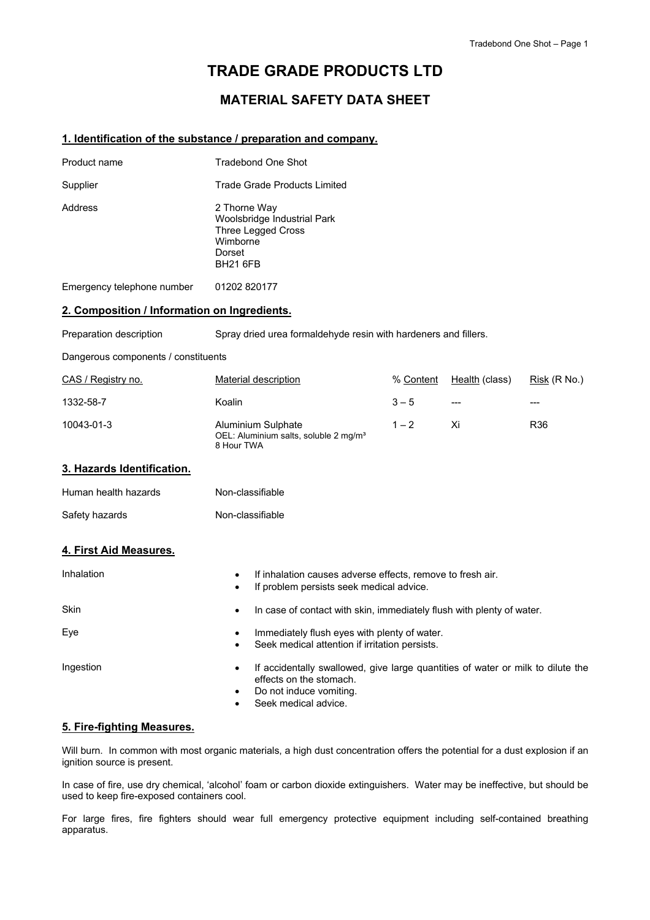# TRADE GRADE PRODUCTS LTD

## MATERIAL SAFETY DATA SHEET

### 1. Identification of the substance / preparation and company.

| | |
|---|---|
| Product name | Tradebond One Shot |
| Supplier | Trade Grade Products Limited |
| Address | 2 Thorne Way<br>Woolsbridge Industrial Park<br>Three Legged Cross<br>Wimborne<br>Dorset<br>BH21 6FB |
| Emergency telephone number | 01202 820177 |

### 2. Composition / Information on Ingredients.

Preparation description: Spray dried urea formaldehyde resin with hardeners and fillers.

Dangerous components / constituents

| CAS / Registry no. | Material description | % Content | Health (class) | Risk (R No.) |
|---|---|---|---|---|
| 1332-58-7 | Koalin | 3 – 5 | --- | --- |
| 10043-01-3 | Aluminium Sulphate<br>OEL: Aluminium salts, soluble 2 mg/m³ 8 Hour TWA | 1 – 2 | Xi | R36 |

### 3. Hazards Identification.

| | |
|---|---|
| Human health hazards | Non-classifiable |
| Safety hazards | Non-classifiable |

### 4. First Aid Measures.

Inhalation
- If inhalation causes adverse effects, remove to fresh air.
- If problem persists seek medical advice.

Skin
- In case of contact with skin, immediately flush with plenty of water.

Eye
- Immediately flush eyes with plenty of water.
- Seek medical attention if irritation persists.

Ingestion
- If accidentally swallowed, give large quantities of water or milk to dilute the effects on the stomach.
- Do not induce vomiting.
- Seek medical advice.

### 5. Fire-fighting Measures.

Will burn. In common with most organic materials, a high dust concentration offers the potential for a dust explosion if an ignition source is present.

In case of fire, use dry chemical, 'alcohol' foam or carbon dioxide extinguishers. Water may be ineffective, but should be used to keep fire-exposed containers cool.

For large fires, fire fighters should wear full emergency protective equipment including self-contained breathing apparatus.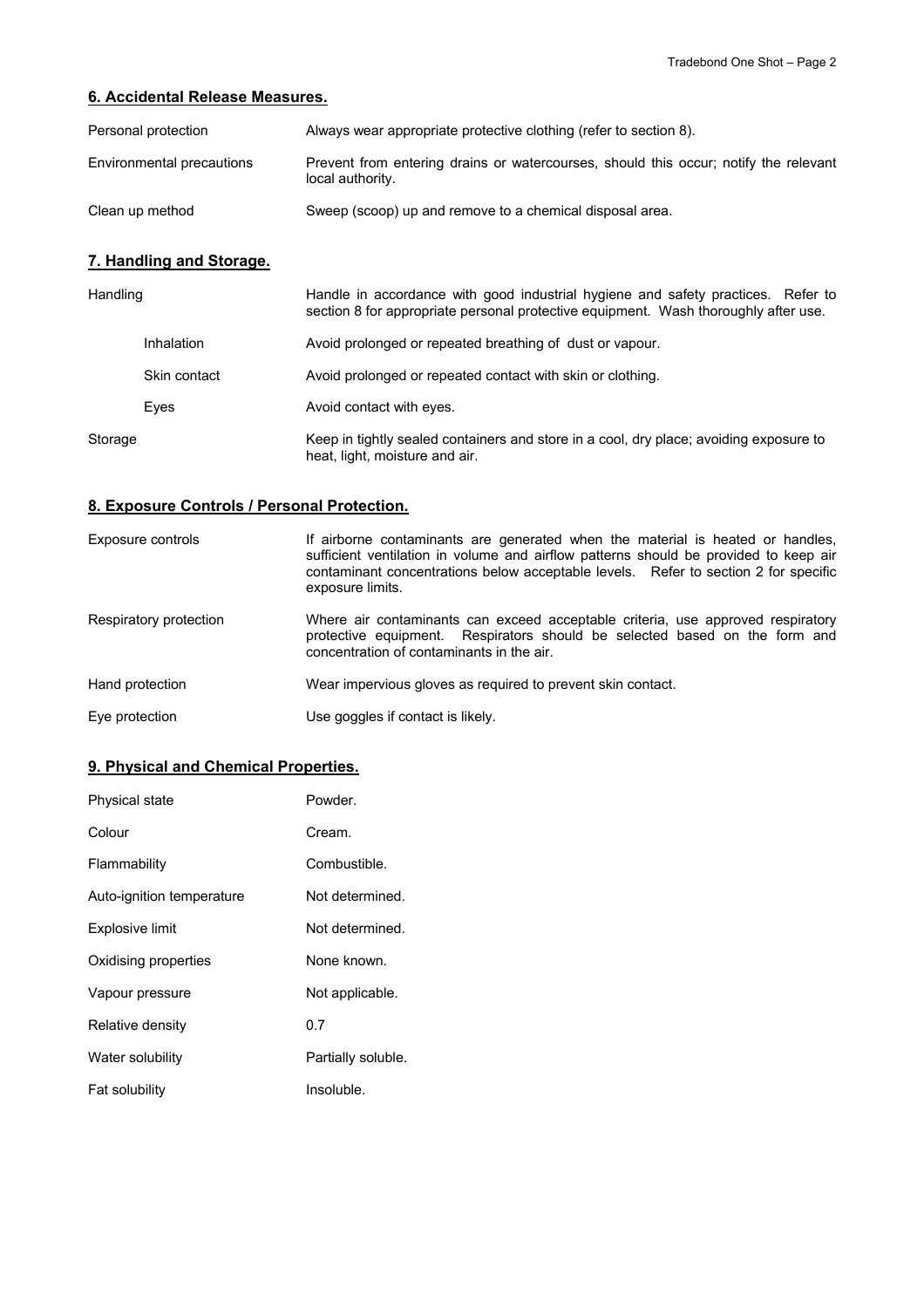## 6. Accidental Release Measures.

| | |
|---|---|
| Personal protection | Always wear appropriate protective clothing (refer to section 8). |
| Environmental precautions | Prevent from entering drains or watercourses, should this occur; notify the relevant local authority. |
| Clean up method | Sweep (scoop) up and remove to a chemical disposal area. |

## 7. Handling and Storage.

| | |
|---|---|
| Handling | Handle in accordance with good industrial hygiene and safety practices. Refer to section 8 for appropriate personal protective equipment. Wash thoroughly after use. |
| Inhalation | Avoid prolonged or repeated breathing of dust or vapour. |
| Skin contact | Avoid prolonged or repeated contact with skin or clothing. |
| Eyes | Avoid contact with eyes. |
| Storage | Keep in tightly sealed containers and store in a cool, dry place; avoiding exposure to heat, light, moisture and air. |

## 8. Exposure Controls / Personal Protection.

| | |
|---|---|
| Exposure controls | If airborne contaminants are generated when the material is heated or handles, sufficient ventilation in volume and airflow patterns should be provided to keep air contaminant concentrations below acceptable levels. Refer to section 2 for specific exposure limits. |
| Respiratory protection | Where air contaminants can exceed acceptable criteria, use approved respiratory protective equipment. Respirators should be selected based on the form and concentration of contaminants in the air. |
| Hand protection | Wear impervious gloves as required to prevent skin contact. |
| Eye protection | Use goggles if contact is likely. |

## 9. Physical and Chemical Properties.

| | |
|---|---|
| Physical state | Powder. |
| Colour | Cream. |
| Flammability | Combustible. |
| Auto-ignition temperature | Not determined. |
| Explosive limit | Not determined. |
| Oxidising properties | None known. |
| Vapour pressure | Not applicable. |
| Relative density | 0.7 |
| Water solubility | Partially soluble. |
| Fat solubility | Insoluble. |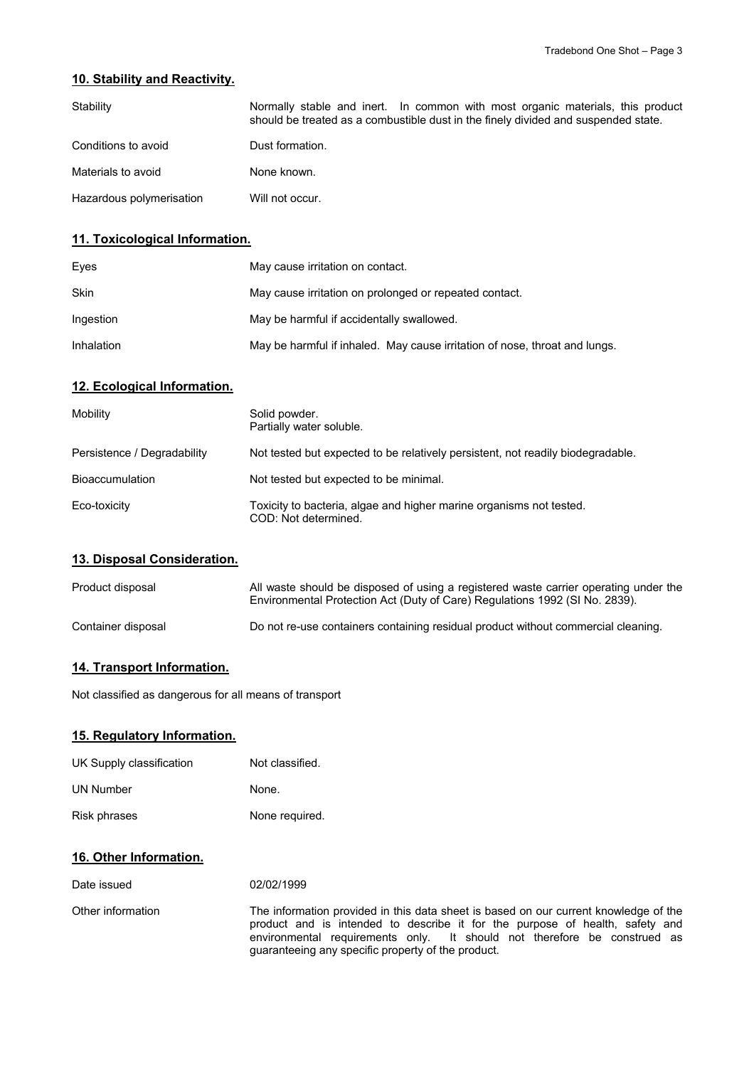## 10. Stability and Reactivity.

| | |
|---|---|
| Stability | Normally stable and inert. In common with most organic materials, this product should be treated as a combustible dust in the finely divided and suspended state. |
| Conditions to avoid | Dust formation. |
| Materials to avoid | None known. |
| Hazardous polymerisation | Will not occur. |

## 11. Toxicological Information.

| | |
|---|---|
| Eyes | May cause irritation on contact. |
| Skin | May cause irritation on prolonged or repeated contact. |
| Ingestion | May be harmful if accidentally swallowed. |
| Inhalation | May be harmful if inhaled. May cause irritation of nose, throat and lungs. |

## 12. Ecological Information.

| | |
|---|---|
| Mobility | Solid powder.<br>Partially water soluble. |
| Persistence / Degradability | Not tested but expected to be relatively persistent, not readily biodegradable. |
| Bioaccumulation | Not tested but expected to be minimal. |
| Eco-toxicity | Toxicity to bacteria, algae and higher marine organisms not tested.<br>COD: Not determined. |

## 13. Disposal Consideration.

| | |
|---|---|
| Product disposal | All waste should be disposed of using a registered waste carrier operating under the Environmental Protection Act (Duty of Care) Regulations 1992 (SI No. 2839). |
| Container disposal | Do not re-use containers containing residual product without commercial cleaning. |

## 14. Transport Information.

Not classified as dangerous for all means of transport

## 15. Regulatory Information.

| | |
|---|---|
| UK Supply classification | Not classified. |
| UN Number | None. |
| Risk phrases | None required. |

## 16. Other Information.

| | |
|---|---|
| Date issued | 02/02/1999 |
| Other information | The information provided in this data sheet is based on our current knowledge of the product and is intended to describe it for the purpose of health, safety and environmental requirements only. It should not therefore be construed as guaranteeing any specific property of the product. |